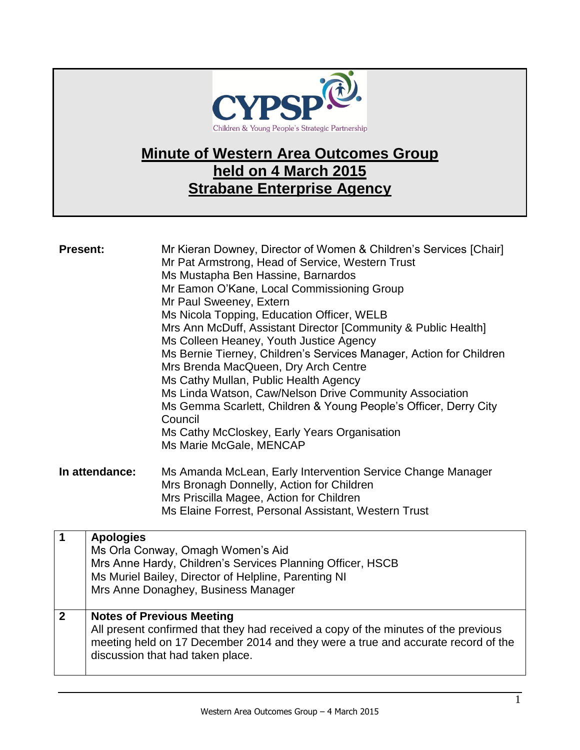CYPSP

Children & Young People's Strategic Partnership

# Minute of Western Area Outcomes Group held on 4 March 2015 Strabane Enterprise Agency

**Present:**

Mr Kieran Downey, Director of Women & Children's Services [Chair]
Mr Pat Armstrong, Head of Service, Western Trust
Ms Mustapha Ben Hassine, Barnardos
Mr Eamon O'Kane, Local Commissioning Group
Mr Paul Sweeney, Extern
Ms Nicola Topping, Education Officer, WELB
Mrs Ann McDuff, Assistant Director [Community & Public Health]
Ms Colleen Heaney, Youth Justice Agency
Ms Bernie Tierney, Children's Services Manager, Action for Children
Mrs Brenda MacQueen, Dry Arch Centre
Ms Cathy Mullan, Public Health Agency
Ms Linda Watson, Caw/Nelson Drive Community Association
Ms Gemma Scarlett, Children & Young People's Officer, Derry City Council
Ms Cathy McCloskey, Early Years Organisation
Ms Marie McGale, MENCAP

**In attendance:**

Ms Amanda McLean, Early Intervention Service Change Manager
Mrs Bronagh Donnelly, Action for Children
Mrs Priscilla Magee, Action for Children
Ms Elaine Forrest, Personal Assistant, Western Trust

| | |
|---|---|
| **1** | **Apologies**<br>Ms Orla Conway, Omagh Women's Aid<br>Mrs Anne Hardy, Children's Services Planning Officer, HSCB<br>Ms Muriel Bailey, Director of Helpline, Parenting NI<br>Mrs Anne Donaghey, Business Manager |
| **2** | **Notes of Previous Meeting**<br>All present confirmed that they had received a copy of the minutes of the previous meeting held on 17 December 2014 and they were a true and accurate record of the discussion that had taken place. |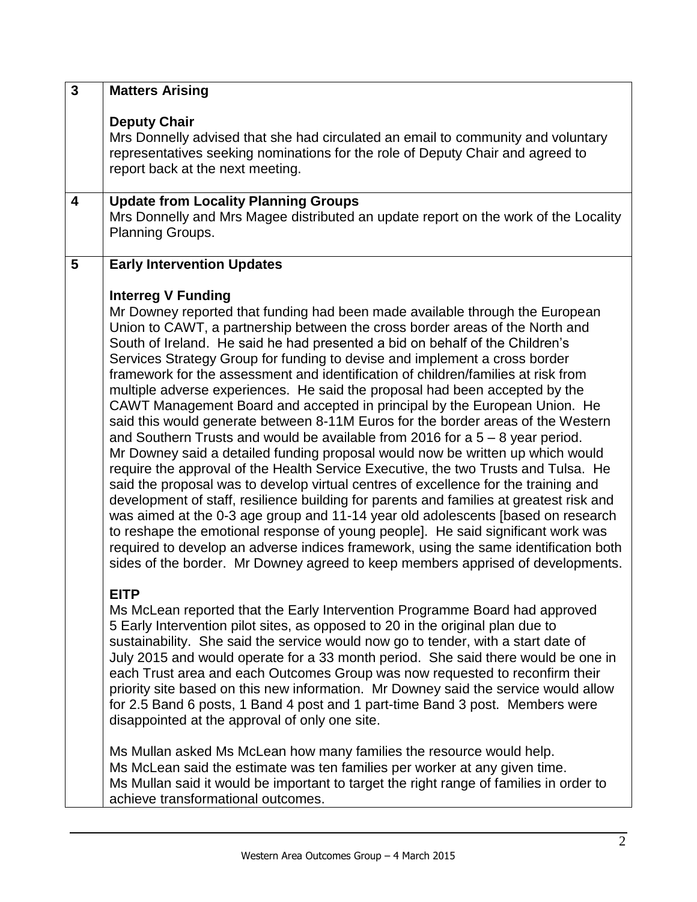| | |
|---|---|
| 3 | **Matters Arising**<br><br>**Deputy Chair**<br>Mrs Donnelly advised that she had circulated an email to community and voluntary representatives seeking nominations for the role of Deputy Chair and agreed to report back at the next meeting. |
| 4 | **Update from Locality Planning Groups**<br>Mrs Donnelly and Mrs Magee distributed an update report on the work of the Locality Planning Groups. |
| 5 | **Early Intervention Updates**<br><br>**Interreg V Funding**<br>Mr Downey reported that funding had been made available through the European Union to CAWT, a partnership between the cross border areas of the North and South of Ireland. He said he had presented a bid on behalf of the Children's Services Strategy Group for funding to devise and implement a cross border framework for the assessment and identification of children/families at risk from multiple adverse experiences. He said the proposal had been accepted by the CAWT Management Board and accepted in principal by the European Union. He said this would generate between 8-11M Euros for the border areas of the Western and Southern Trusts and would be available from 2016 for a 5 – 8 year period. Mr Downey said a detailed funding proposal would now be written up which would require the approval of the Health Service Executive, the two Trusts and Tulsa. He said the proposal was to develop virtual centres of excellence for the training and development of staff, resilience building for parents and families at greatest risk and was aimed at the 0-3 age group and 11-14 year old adolescents [based on research to reshape the emotional response of young people]. He said significant work was required to develop an adverse indices framework, using the same identification both sides of the border. Mr Downey agreed to keep members apprised of developments.<br><br>**EITP**<br>Ms McLean reported that the Early Intervention Programme Board had approved 5 Early Intervention pilot sites, as opposed to 20 in the original plan due to sustainability. She said the service would now go to tender, with a start date of July 2015 and would operate for a 33 month period. She said there would be one in each Trust area and each Outcomes Group was now requested to reconfirm their priority site based on this new information. Mr Downey said the service would allow for 2.5 Band 6 posts, 1 Band 4 post and 1 part-time Band 3 post. Members were disappointed at the approval of only one site.<br><br>Ms Mullan asked Ms McLean how many families the resource would help.<br>Ms McLean said the estimate was ten families per worker at any given time.<br>Ms Mullan said it would be important to target the right range of families in order to achieve transformational outcomes. |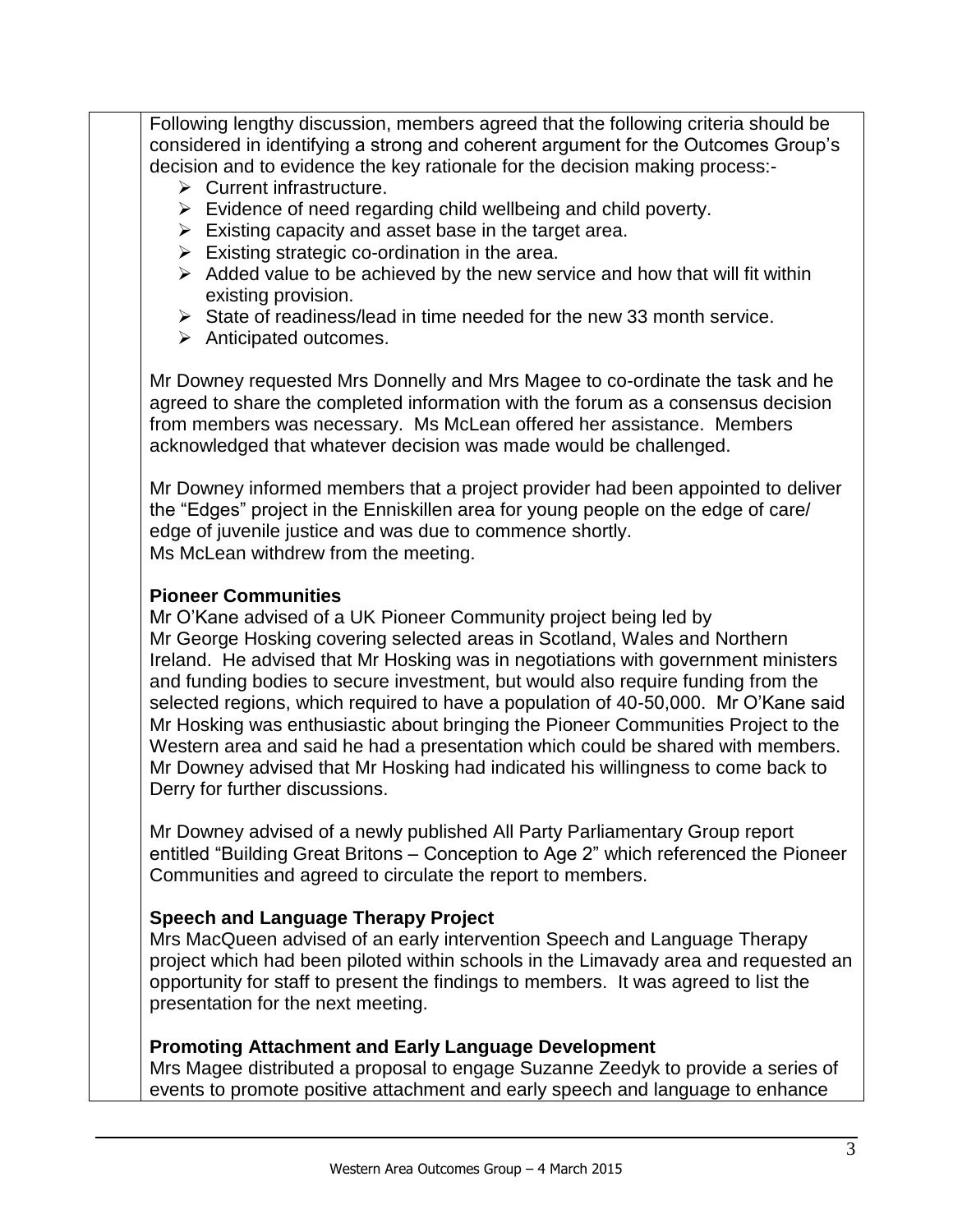Following lengthy discussion, members agreed that the following criteria should be considered in identifying a strong and coherent argument for the Outcomes Group's decision and to evidence the key rationale for the decision making process:-

- Current infrastructure.
- Evidence of need regarding child wellbeing and child poverty.
- Existing capacity and asset base in the target area.
- Existing strategic co-ordination in the area.
- Added value to be achieved by the new service and how that will fit within existing provision.
- State of readiness/lead in time needed for the new 33 month service.
- Anticipated outcomes.

Mr Downey requested Mrs Donnelly and Mrs Magee to co-ordinate the task and he agreed to share the completed information with the forum as a consensus decision from members was necessary. Ms McLean offered her assistance. Members acknowledged that whatever decision was made would be challenged.

Mr Downey informed members that a project provider had been appointed to deliver the "Edges" project in the Enniskillen area for young people on the edge of care/ edge of juvenile justice and was due to commence shortly.
Ms McLean withdrew from the meeting.

**Pioneer Communities**
Mr O'Kane advised of a UK Pioneer Community project being led by Mr George Hosking covering selected areas in Scotland, Wales and Northern Ireland. He advised that Mr Hosking was in negotiations with government ministers and funding bodies to secure investment, but would also require funding from the selected regions, which required to have a population of 40-50,000. Mr O'Kane said Mr Hosking was enthusiastic about bringing the Pioneer Communities Project to the Western area and said he had a presentation which could be shared with members. Mr Downey advised that Mr Hosking had indicated his willingness to come back to Derry for further discussions.

Mr Downey advised of a newly published All Party Parliamentary Group report entitled "Building Great Britons – Conception to Age 2" which referenced the Pioneer Communities and agreed to circulate the report to members.

**Speech and Language Therapy Project**
Mrs MacQueen advised of an early intervention Speech and Language Therapy project which had been piloted within schools in the Limavady area and requested an opportunity for staff to present the findings to members. It was agreed to list the presentation for the next meeting.

**Promoting Attachment and Early Language Development**
Mrs Magee distributed a proposal to engage Suzanne Zeedyk to provide a series of events to promote positive attachment and early speech and language to enhance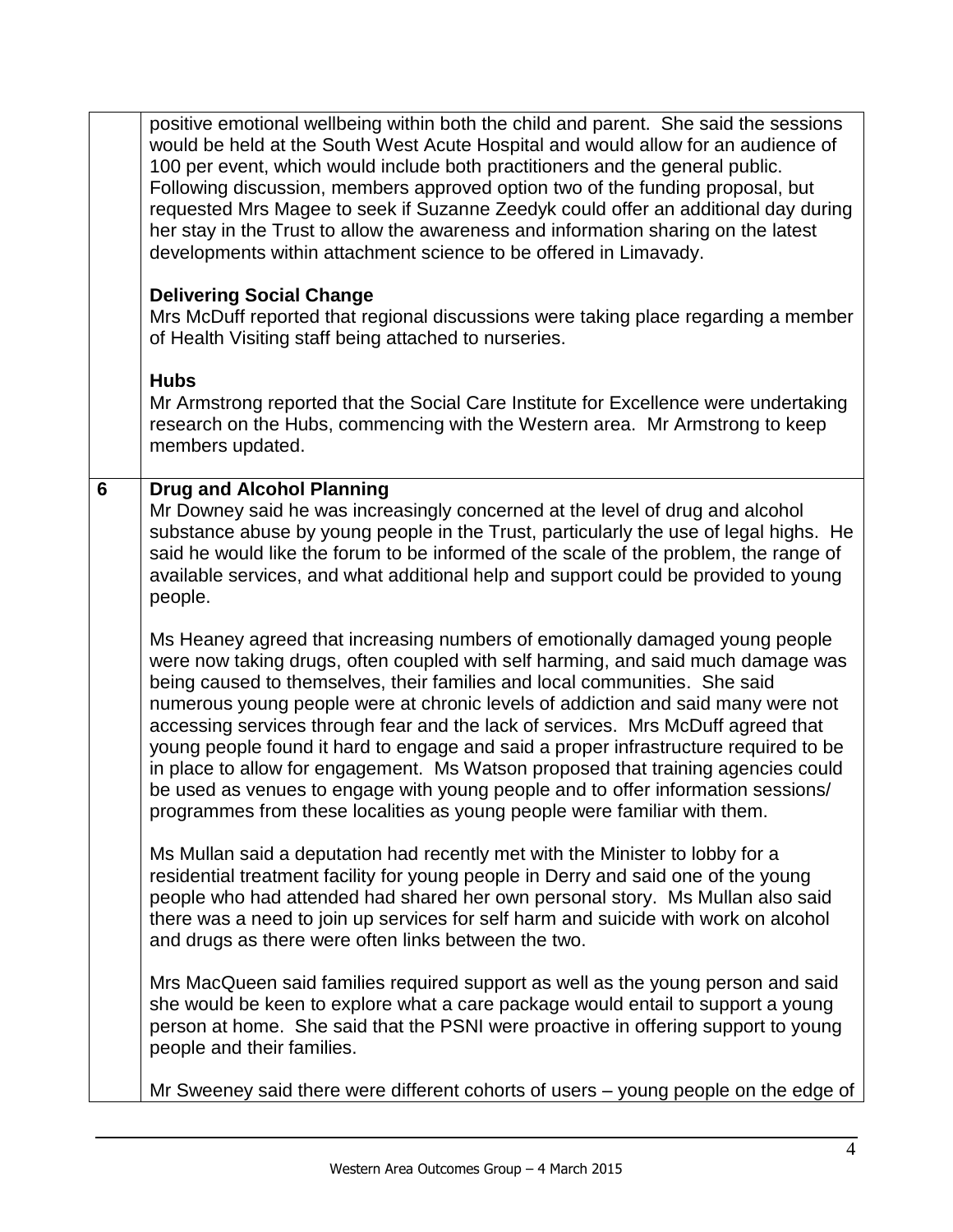| | |
|---|---|
| | positive emotional wellbeing within both the child and parent. She said the sessions would be held at the South West Acute Hospital and would allow for an audience of 100 per event, which would include both practitioners and the general public. Following discussion, members approved option two of the funding proposal, but requested Mrs Magee to seek if Suzanne Zeedyk could offer an additional day during her stay in the Trust to allow the awareness and information sharing on the latest developments within attachment science to be offered in Limavady.<br><br>**Delivering Social Change**<br>Mrs McDuff reported that regional discussions were taking place regarding a member of Health Visiting staff being attached to nurseries.<br><br>**Hubs**<br>Mr Armstrong reported that the Social Care Institute for Excellence were undertaking research on the Hubs, commencing with the Western area. Mr Armstrong to keep members updated. |
| **6** | **Drug and Alcohol Planning**<br>Mr Downey said he was increasingly concerned at the level of drug and alcohol substance abuse by young people in the Trust, particularly the use of legal highs. He said he would like the forum to be informed of the scale of the problem, the range of available services, and what additional help and support could be provided to young people.<br><br>Ms Heaney agreed that increasing numbers of emotionally damaged young people were now taking drugs, often coupled with self harming, and said much damage was being caused to themselves, their families and local communities. She said numerous young people were at chronic levels of addiction and said many were not accessing services through fear and the lack of services. Mrs McDuff agreed that young people found it hard to engage and said a proper infrastructure required to be in place to allow for engagement. Ms Watson proposed that training agencies could be used as venues to engage with young people and to offer information sessions/ programmes from these localities as young people were familiar with them.<br><br>Ms Mullan said a deputation had recently met with the Minister to lobby for a residential treatment facility for young people in Derry and said one of the young people who had attended had shared her own personal story. Ms Mullan also said there was a need to join up services for self harm and suicide with work on alcohol and drugs as there were often links between the two.<br><br>Mrs MacQueen said families required support as well as the young person and said she would be keen to explore what a care package would entail to support a young person at home. She said that the PSNI were proactive in offering support to young people and their families.<br><br>Mr Sweeney said there were different cohorts of users – young people on the edge of |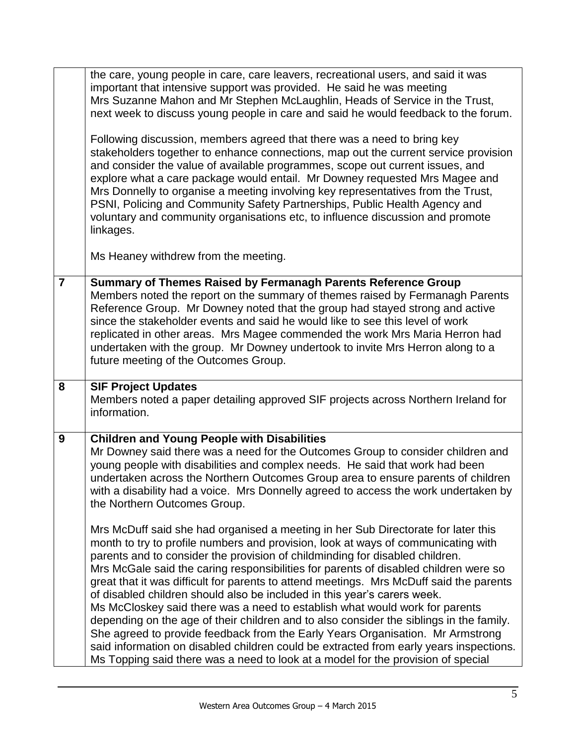| | |
|---|---|
| | the care, young people in care, care leavers, recreational users, and said it was important that intensive support was provided. He said he was meeting Mrs Suzanne Mahon and Mr Stephen McLaughlin, Heads of Service in the Trust, next week to discuss young people in care and said he would feedback to the forum.<br><br>Following discussion, members agreed that there was a need to bring key stakeholders together to enhance connections, map out the current service provision and consider the value of available programmes, scope out current issues, and explore what a care package would entail. Mr Downey requested Mrs Magee and Mrs Donnelly to organise a meeting involving key representatives from the Trust, PSNI, Policing and Community Safety Partnerships, Public Health Agency and voluntary and community organisations etc, to influence discussion and promote linkages.<br><br>Ms Heaney withdrew from the meeting. |
| **7** | **Summary of Themes Raised by Fermanagh Parents Reference Group**<br>Members noted the report on the summary of themes raised by Fermanagh Parents Reference Group. Mr Downey noted that the group had stayed strong and active since the stakeholder events and said he would like to see this level of work replicated in other areas. Mrs Magee commended the work Mrs Maria Herron had undertaken with the group. Mr Downey undertook to invite Mrs Herron along to a future meeting of the Outcomes Group. |
| **8** | **SIF Project Updates**<br>Members noted a paper detailing approved SIF projects across Northern Ireland for information. |
| **9** | **Children and Young People with Disabilities**<br>Mr Downey said there was a need for the Outcomes Group to consider children and young people with disabilities and complex needs. He said that work had been undertaken across the Northern Outcomes Group area to ensure parents of children with a disability had a voice. Mrs Donnelly agreed to access the work undertaken by the Northern Outcomes Group.<br><br>Mrs McDuff said she had organised a meeting in her Sub Directorate for later this month to try to profile numbers and provision, look at ways of communicating with parents and to consider the provision of childminding for disabled children. Mrs McGale said the caring responsibilities for parents of disabled children were so great that it was difficult for parents to attend meetings. Mrs McDuff said the parents of disabled children should also be included in this year's carers week. Ms McCloskey said there was a need to establish what would work for parents depending on the age of their children and to also consider the siblings in the family. She agreed to provide feedback from the Early Years Organisation. Mr Armstrong said information on disabled children could be extracted from early years inspections. Ms Topping said there was a need to look at a model for the provision of special |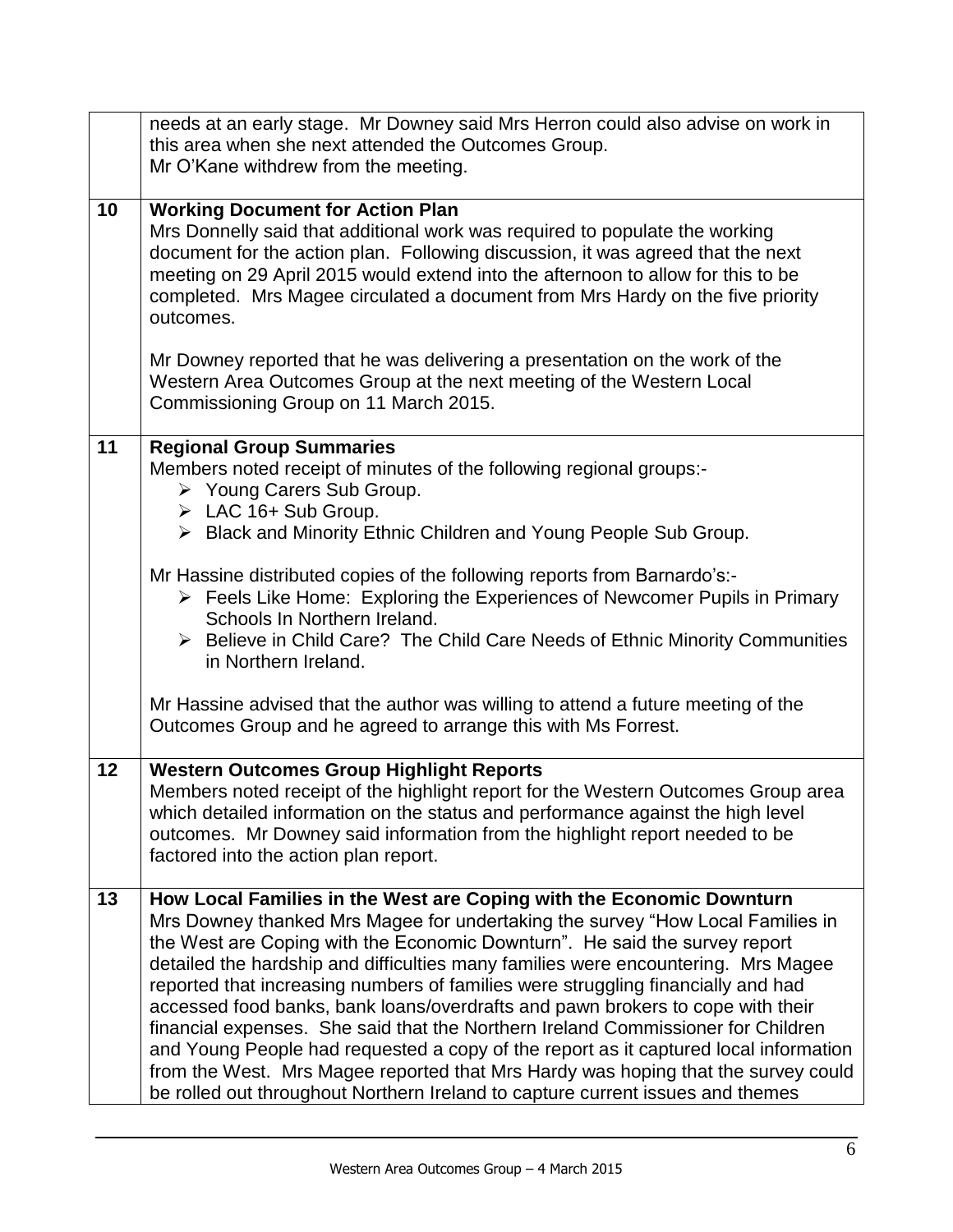| | |
|---|---|
| | needs at an early stage. Mr Downey said Mrs Herron could also advise on work in this area when she next attended the Outcomes Group.<br>Mr O'Kane withdrew from the meeting. |
| **10** | **Working Document for Action Plan**<br>Mrs Donnelly said that additional work was required to populate the working document for the action plan. Following discussion, it was agreed that the next meeting on 29 April 2015 would extend into the afternoon to allow for this to be completed. Mrs Magee circulated a document from Mrs Hardy on the five priority outcomes.<br><br>Mr Downey reported that he was delivering a presentation on the work of the Western Area Outcomes Group at the next meeting of the Western Local Commissioning Group on 11 March 2015. |
| **11** | **Regional Group Summaries**<br>Members noted receipt of minutes of the following regional groups:-<br>➢ Young Carers Sub Group.<br>➢ LAC 16+ Sub Group.<br>➢ Black and Minority Ethnic Children and Young People Sub Group.<br><br>Mr Hassine distributed copies of the following reports from Barnardo's:-<br>➢ Feels Like Home: Exploring the Experiences of Newcomer Pupils in Primary Schools In Northern Ireland.<br>➢ Believe in Child Care? The Child Care Needs of Ethnic Minority Communities in Northern Ireland.<br><br>Mr Hassine advised that the author was willing to attend a future meeting of the Outcomes Group and he agreed to arrange this with Ms Forrest. |
| **12** | **Western Outcomes Group Highlight Reports**<br>Members noted receipt of the highlight report for the Western Outcomes Group area which detailed information on the status and performance against the high level outcomes. Mr Downey said information from the highlight report needed to be factored into the action plan report. |
| **13** | **How Local Families in the West are Coping with the Economic Downturn**<br>Mrs Downey thanked Mrs Magee for undertaking the survey "How Local Families in the West are Coping with the Economic Downturn". He said the survey report detailed the hardship and difficulties many families were encountering. Mrs Magee reported that increasing numbers of families were struggling financially and had accessed food banks, bank loans/overdrafts and pawn brokers to cope with their financial expenses. She said that the Northern Ireland Commissioner for Children and Young People had requested a copy of the report as it captured local information from the West. Mrs Magee reported that Mrs Hardy was hoping that the survey could be rolled out throughout Northern Ireland to capture current issues and themes |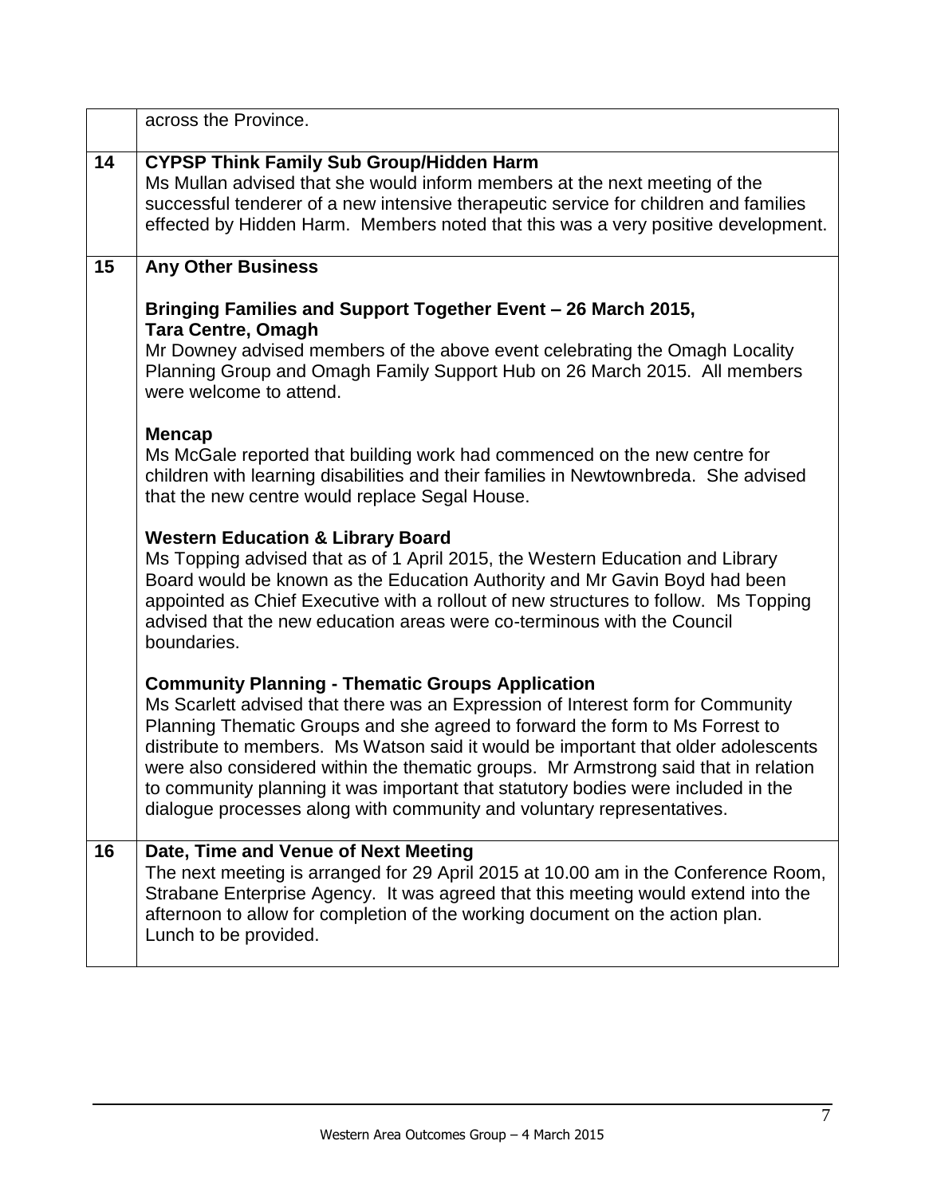| | |
|---|---|
| | across the Province. |
| **14** | **CYPSP Think Family Sub Group/Hidden Harm**<br>Ms Mullan advised that she would inform members at the next meeting of the successful tenderer of a new intensive therapeutic service for children and families effected by Hidden Harm. Members noted that this was a very positive development. |
| **15** | **Any Other Business**<br><br>**Bringing Families and Support Together Event – 26 March 2015, Tara Centre, Omagh**<br>Mr Downey advised members of the above event celebrating the Omagh Locality Planning Group and Omagh Family Support Hub on 26 March 2015. All members were welcome to attend.<br><br>**Mencap**<br>Ms McGale reported that building work had commenced on the new centre for children with learning disabilities and their families in Newtownbreda. She advised that the new centre would replace Segal House.<br><br>**Western Education & Library Board**<br>Ms Topping advised that as of 1 April 2015, the Western Education and Library Board would be known as the Education Authority and Mr Gavin Boyd had been appointed as Chief Executive with a rollout of new structures to follow. Ms Topping advised that the new education areas were co-terminous with the Council boundaries.<br><br>**Community Planning - Thematic Groups Application**<br>Ms Scarlett advised that there was an Expression of Interest form for Community Planning Thematic Groups and she agreed to forward the form to Ms Forrest to distribute to members. Ms Watson said it would be important that older adolescents were also considered within the thematic groups. Mr Armstrong said that in relation to community planning it was important that statutory bodies were included in the dialogue processes along with community and voluntary representatives. |
| **16** | **Date, Time and Venue of Next Meeting**<br>The next meeting is arranged for 29 April 2015 at 10.00 am in the Conference Room, Strabane Enterprise Agency. It was agreed that this meeting would extend into the afternoon to allow for completion of the working document on the action plan. Lunch to be provided. |